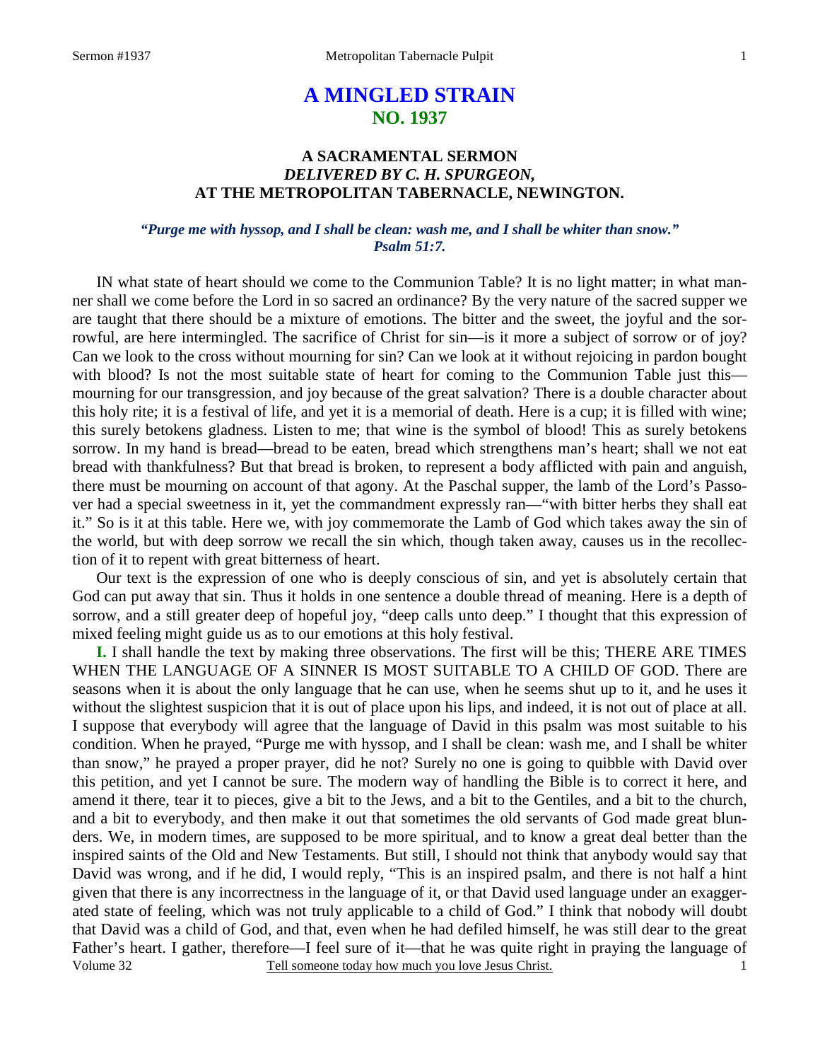# A MINGLED STRAIN
## NO. 1937

### A SACRAMENTAL SERMON
### *DELIVERED BY C. H. SPURGEON,*
### AT THE METROPOLITAN TABERNACLE, NEWINGTON.

***"Purge me with hyssop, and I shall be clean: wash me, and I shall be whiter than snow." Psalm 51:7.***

IN what state of heart should we come to the Communion Table? It is no light matter; in what manner shall we come before the Lord in so sacred an ordinance? By the very nature of the sacred supper we are taught that there should be a mixture of emotions. The bitter and the sweet, the joyful and the sorrowful, are here intermingled. The sacrifice of Christ for sin—is it more a subject of sorrow or of joy? Can we look to the cross without mourning for sin? Can we look at it without rejoicing in pardon bought with blood? Is not the most suitable state of heart for coming to the Communion Table just this—mourning for our transgression, and joy because of the great salvation? There is a double character about this holy rite; it is a festival of life, and yet it is a memorial of death. Here is a cup; it is filled with wine; this surely betokens gladness. Listen to me; that wine is the symbol of blood! This as surely betokens sorrow. In my hand is bread—bread to be eaten, bread which strengthens man's heart; shall we not eat bread with thankfulness? But that bread is broken, to represent a body afflicted with pain and anguish, there must be mourning on account of that agony. At the Paschal supper, the lamb of the Lord's Passover had a special sweetness in it, yet the commandment expressly ran—"with bitter herbs they shall eat it." So is it at this table. Here we, with joy commemorate the Lamb of God which takes away the sin of the world, but with deep sorrow we recall the sin which, though taken away, causes us in the recollection of it to repent with great bitterness of heart.

Our text is the expression of one who is deeply conscious of sin, and yet is absolutely certain that God can put away that sin. Thus it holds in one sentence a double thread of meaning. Here is a depth of sorrow, and a still greater deep of hopeful joy, "deep calls unto deep." I thought that this expression of mixed feeling might guide us as to our emotions at this holy festival.

**I.** I shall handle the text by making three observations. The first will be this; THERE ARE TIMES WHEN THE LANGUAGE OF A SINNER IS MOST SUITABLE TO A CHILD OF GOD. There are seasons when it is about the only language that he can use, when he seems shut up to it, and he uses it without the slightest suspicion that it is out of place upon his lips, and indeed, it is not out of place at all. I suppose that everybody will agree that the language of David in this psalm was most suitable to his condition. When he prayed, "Purge me with hyssop, and I shall be clean: wash me, and I shall be whiter than snow," he prayed a proper prayer, did he not? Surely no one is going to quibble with David over this petition, and yet I cannot be sure. The modern way of handling the Bible is to correct it here, and amend it there, tear it to pieces, give a bit to the Jews, and a bit to the Gentiles, and a bit to the church, and a bit to everybody, and then make it out that sometimes the old servants of God made great blunders. We, in modern times, are supposed to be more spiritual, and to know a great deal better than the inspired saints of the Old and New Testaments. But still, I should not think that anybody would say that David was wrong, and if he did, I would reply, "This is an inspired psalm, and there is not half a hint given that there is any incorrectness in the language of it, or that David used language under an exaggerated state of feeling, which was not truly applicable to a child of God." I think that nobody will doubt that David was a child of God, and that, even when he had defiled himself, he was still dear to the great Father's heart. I gather, therefore—I feel sure of it—that he was quite right in praying the language of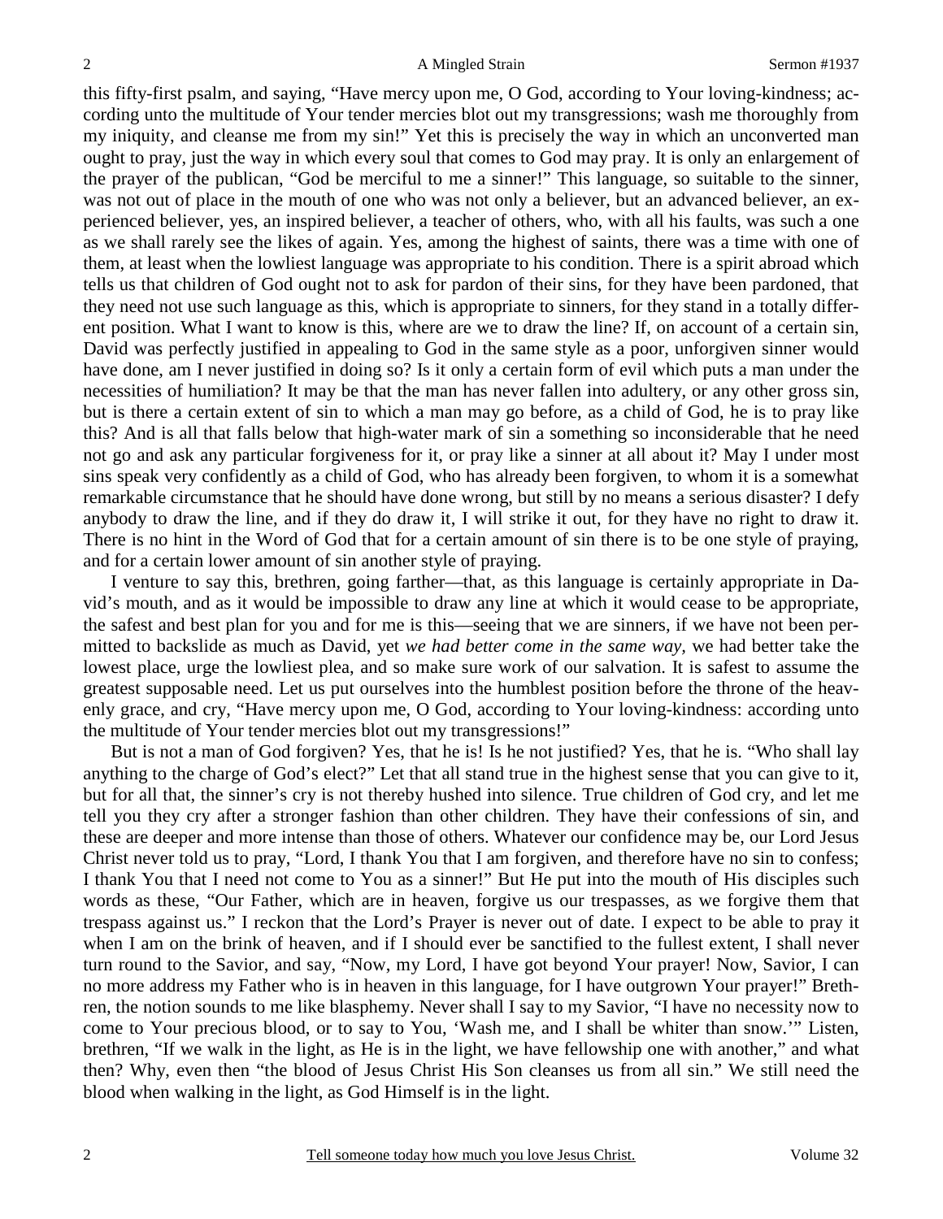this fifty-first psalm, and saying, "Have mercy upon me, O God, according to Your loving-kindness; according unto the multitude of Your tender mercies blot out my transgressions; wash me thoroughly from my iniquity, and cleanse me from my sin!" Yet this is precisely the way in which an unconverted man ought to pray, just the way in which every soul that comes to God may pray. It is only an enlargement of the prayer of the publican, "God be merciful to me a sinner!" This language, so suitable to the sinner, was not out of place in the mouth of one who was not only a believer, but an advanced believer, an experienced believer, yes, an inspired believer, a teacher of others, who, with all his faults, was such a one as we shall rarely see the likes of again. Yes, among the highest of saints, there was a time with one of them, at least when the lowliest language was appropriate to his condition. There is a spirit abroad which tells us that children of God ought not to ask for pardon of their sins, for they have been pardoned, that they need not use such language as this, which is appropriate to sinners, for they stand in a totally different position. What I want to know is this, where are we to draw the line? If, on account of a certain sin, David was perfectly justified in appealing to God in the same style as a poor, unforgiven sinner would have done, am I never justified in doing so? Is it only a certain form of evil which puts a man under the necessities of humiliation? It may be that the man has never fallen into adultery, or any other gross sin, but is there a certain extent of sin to which a man may go before, as a child of God, he is to pray like this? And is all that falls below that high-water mark of sin a something so inconsiderable that he need not go and ask any particular forgiveness for it, or pray like a sinner at all about it? May I under most sins speak very confidently as a child of God, who has already been forgiven, to whom it is a somewhat remarkable circumstance that he should have done wrong, but still by no means a serious disaster? I defy anybody to draw the line, and if they do draw it, I will strike it out, for they have no right to draw it. There is no hint in the Word of God that for a certain amount of sin there is to be one style of praying, and for a certain lower amount of sin another style of praying.

I venture to say this, brethren, going farther—that, as this language is certainly appropriate in David's mouth, and as it would be impossible to draw any line at which it would cease to be appropriate, the safest and best plan for you and for me is this—seeing that we are sinners, if we have not been permitted to backslide as much as David, yet *we had better come in the same way*, we had better take the lowest place, urge the lowliest plea, and so make sure work of our salvation. It is safest to assume the greatest supposable need. Let us put ourselves into the humblest position before the throne of the heavenly grace, and cry, "Have mercy upon me, O God, according to Your loving-kindness: according unto the multitude of Your tender mercies blot out my transgressions!"

But is not a man of God forgiven? Yes, that he is! Is he not justified? Yes, that he is. "Who shall lay anything to the charge of God's elect?" Let that all stand true in the highest sense that you can give to it, but for all that, the sinner's cry is not thereby hushed into silence. True children of God cry, and let me tell you they cry after a stronger fashion than other children. They have their confessions of sin, and these are deeper and more intense than those of others. Whatever our confidence may be, our Lord Jesus Christ never told us to pray, "Lord, I thank You that I am forgiven, and therefore have no sin to confess; I thank You that I need not come to You as a sinner!" But He put into the mouth of His disciples such words as these, "Our Father, which are in heaven, forgive us our trespasses, as we forgive them that trespass against us." I reckon that the Lord's Prayer is never out of date. I expect to be able to pray it when I am on the brink of heaven, and if I should ever be sanctified to the fullest extent, I shall never turn round to the Savior, and say, "Now, my Lord, I have got beyond Your prayer! Now, Savior, I can no more address my Father who is in heaven in this language, for I have outgrown Your prayer!" Brethren, the notion sounds to me like blasphemy. Never shall I say to my Savior, "I have no necessity now to come to Your precious blood, or to say to You, 'Wash me, and I shall be whiter than snow.'" Listen, brethren, "If we walk in the light, as He is in the light, we have fellowship one with another," and what then? Why, even then "the blood of Jesus Christ His Son cleanses us from all sin." We still need the blood when walking in the light, as God Himself is in the light.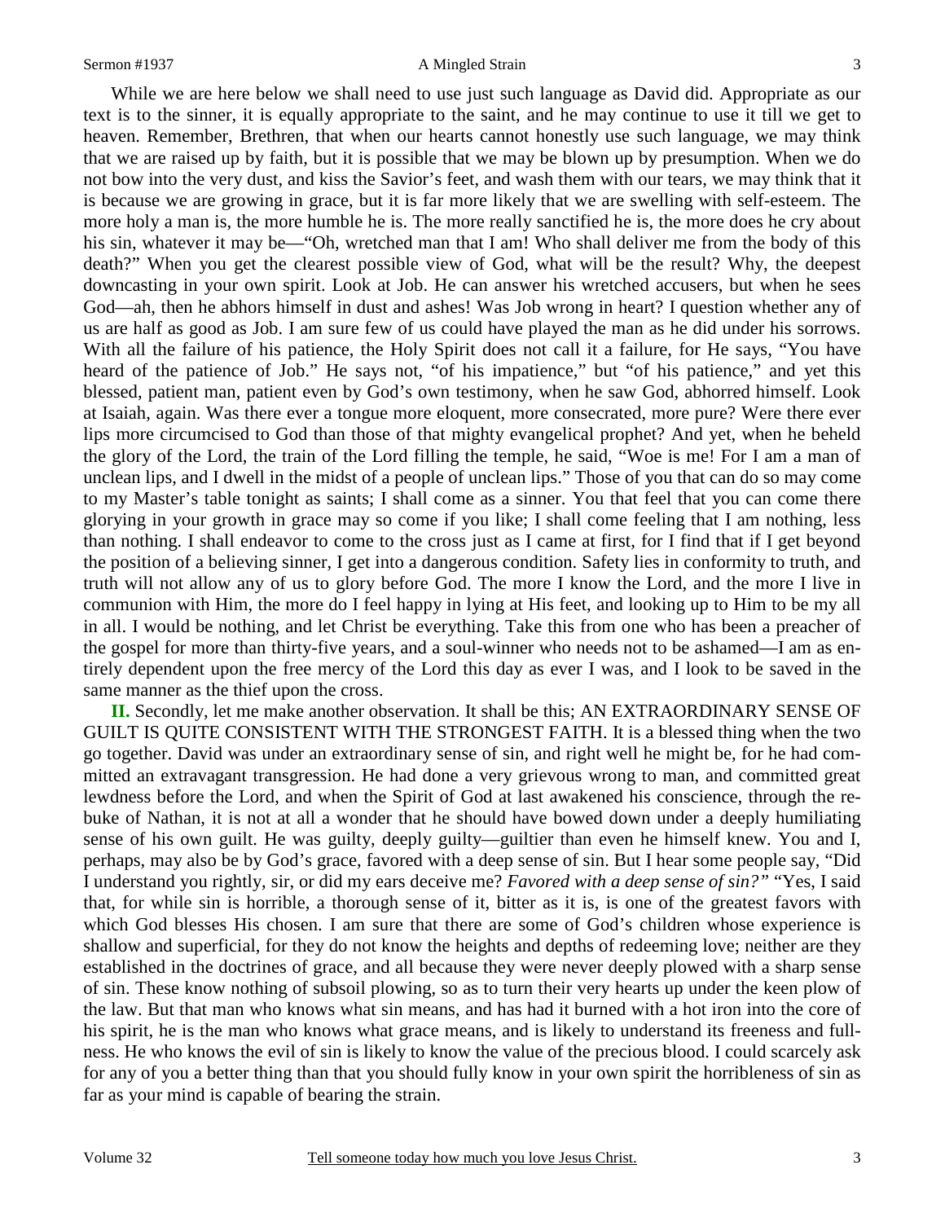While we are here below we shall need to use just such language as David did. Appropriate as our text is to the sinner, it is equally appropriate to the saint, and he may continue to use it till we get to heaven. Remember, Brethren, that when our hearts cannot honestly use such language, we may think that we are raised up by faith, but it is possible that we may be blown up by presumption. When we do not bow into the very dust, and kiss the Savior's feet, and wash them with our tears, we may think that it is because we are growing in grace, but it is far more likely that we are swelling with self-esteem. The more holy a man is, the more humble he is. The more really sanctified he is, the more does he cry about his sin, whatever it may be—"Oh, wretched man that I am! Who shall deliver me from the body of this death?" When you get the clearest possible view of God, what will be the result? Why, the deepest downcasting in your own spirit. Look at Job. He can answer his wretched accusers, but when he sees God—ah, then he abhors himself in dust and ashes! Was Job wrong in heart? I question whether any of us are half as good as Job. I am sure few of us could have played the man as he did under his sorrows. With all the failure of his patience, the Holy Spirit does not call it a failure, for He says, "You have heard of the patience of Job." He says not, "of his impatience," but "of his patience," and yet this blessed, patient man, patient even by God's own testimony, when he saw God, abhorred himself. Look at Isaiah, again. Was there ever a tongue more eloquent, more consecrated, more pure? Were there ever lips more circumcised to God than those of that mighty evangelical prophet? And yet, when he beheld the glory of the Lord, the train of the Lord filling the temple, he said, "Woe is me! For I am a man of unclean lips, and I dwell in the midst of a people of unclean lips." Those of you that can do so may come to my Master's table tonight as saints; I shall come as a sinner. You that feel that you can come there glorying in your growth in grace may so come if you like; I shall come feeling that I am nothing, less than nothing. I shall endeavor to come to the cross just as I came at first, for I find that if I get beyond the position of a believing sinner, I get into a dangerous condition. Safety lies in conformity to truth, and truth will not allow any of us to glory before God. The more I know the Lord, and the more I live in communion with Him, the more do I feel happy in lying at His feet, and looking up to Him to be my all in all. I would be nothing, and let Christ be everything. Take this from one who has been a preacher of the gospel for more than thirty-five years, and a soul-winner who needs not to be ashamed—I am as entirely dependent upon the free mercy of the Lord this day as ever I was, and I look to be saved in the same manner as the thief upon the cross.

**II.** Secondly, let me make another observation. It shall be this; AN EXTRAORDINARY SENSE OF GUILT IS QUITE CONSISTENT WITH THE STRONGEST FAITH. It is a blessed thing when the two go together. David was under an extraordinary sense of sin, and right well he might be, for he had committed an extravagant transgression. He had done a very grievous wrong to man, and committed great lewdness before the Lord, and when the Spirit of God at last awakened his conscience, through the rebuke of Nathan, it is not at all a wonder that he should have bowed down under a deeply humiliating sense of his own guilt. He was guilty, deeply guilty—guiltier than even he himself knew. You and I, perhaps, may also be by God's grace, favored with a deep sense of sin. But I hear some people say, "Did I understand you rightly, sir, or did my ears deceive me? *Favored with a deep sense of sin?"* "Yes, I said that, for while sin is horrible, a thorough sense of it, bitter as it is, is one of the greatest favors with which God blesses His chosen. I am sure that there are some of God's children whose experience is shallow and superficial, for they do not know the heights and depths of redeeming love; neither are they established in the doctrines of grace, and all because they were never deeply plowed with a sharp sense of sin. These know nothing of subsoil plowing, so as to turn their very hearts up under the keen plow of the law. But that man who knows what sin means, and has had it burned with a hot iron into the core of his spirit, he is the man who knows what grace means, and is likely to understand its freeness and fullness. He who knows the evil of sin is likely to know the value of the precious blood. I could scarcely ask for any of you a better thing than that you should fully know in your own spirit the horribleness of sin as far as your mind is capable of bearing the strain.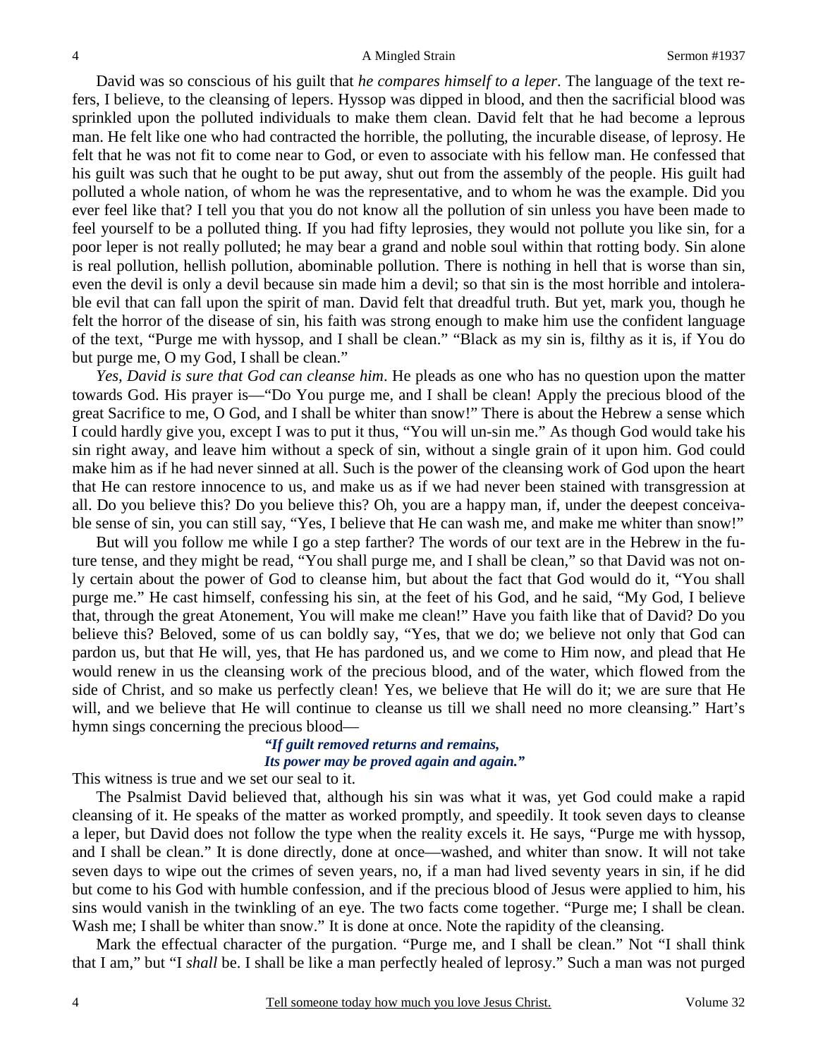David was so conscious of his guilt that *he compares himself to a leper*. The language of the text refers, I believe, to the cleansing of lepers. Hyssop was dipped in blood, and then the sacrificial blood was sprinkled upon the polluted individuals to make them clean. David felt that he had become a leprous man. He felt like one who had contracted the horrible, the polluting, the incurable disease, of leprosy. He felt that he was not fit to come near to God, or even to associate with his fellow man. He confessed that his guilt was such that he ought to be put away, shut out from the assembly of the people. His guilt had polluted a whole nation, of whom he was the representative, and to whom he was the example. Did you ever feel like that? I tell you that you do not know all the pollution of sin unless you have been made to feel yourself to be a polluted thing. If you had fifty leprosies, they would not pollute you like sin, for a poor leper is not really polluted; he may bear a grand and noble soul within that rotting body. Sin alone is real pollution, hellish pollution, abominable pollution. There is nothing in hell that is worse than sin, even the devil is only a devil because sin made him a devil; so that sin is the most horrible and intolerable evil that can fall upon the spirit of man. David felt that dreadful truth. But yet, mark you, though he felt the horror of the disease of sin, his faith was strong enough to make him use the confident language of the text, "Purge me with hyssop, and I shall be clean." "Black as my sin is, filthy as it is, if You do but purge me, O my God, I shall be clean."

*Yes, David is sure that God can cleanse him*. He pleads as one who has no question upon the matter towards God. His prayer is—"Do You purge me, and I shall be clean! Apply the precious blood of the great Sacrifice to me, O God, and I shall be whiter than snow!" There is about the Hebrew a sense which I could hardly give you, except I was to put it thus, "You will un-sin me." As though God would take his sin right away, and leave him without a speck of sin, without a single grain of it upon him. God could make him as if he had never sinned at all. Such is the power of the cleansing work of God upon the heart that He can restore innocence to us, and make us as if we had never been stained with transgression at all. Do you believe this? Do you believe this? Oh, you are a happy man, if, under the deepest conceivable sense of sin, you can still say, "Yes, I believe that He can wash me, and make me whiter than snow!"

But will you follow me while I go a step farther? The words of our text are in the Hebrew in the future tense, and they might be read, "You shall purge me, and I shall be clean," so that David was not only certain about the power of God to cleanse him, but about the fact that God would do it, "You shall purge me." He cast himself, confessing his sin, at the feet of his God, and he said, "My God, I believe that, through the great Atonement, You will make me clean!" Have you faith like that of David? Do you believe this? Beloved, some of us can boldly say, "Yes, that we do; we believe not only that God can pardon us, but that He will, yes, that He has pardoned us, and we come to Him now, and plead that He would renew in us the cleansing work of the precious blood, and of the water, which flowed from the side of Christ, and so make us perfectly clean! Yes, we believe that He will do it; we are sure that He will, and we believe that He will continue to cleanse us till we shall need no more cleansing." Hart's hymn sings concerning the precious blood—

> ***"If guilt removed returns and remains,***
> ***Its power may be proved again and again."***

This witness is true and we set our seal to it.

The Psalmist David believed that, although his sin was what it was, yet God could make a rapid cleansing of it. He speaks of the matter as worked promptly, and speedily. It took seven days to cleanse a leper, but David does not follow the type when the reality excels it. He says, "Purge me with hyssop, and I shall be clean." It is done directly, done at once—washed, and whiter than snow. It will not take seven days to wipe out the crimes of seven years, no, if a man had lived seventy years in sin, if he did but come to his God with humble confession, and if the precious blood of Jesus were applied to him, his sins would vanish in the twinkling of an eye. The two facts come together. "Purge me; I shall be clean. Wash me; I shall be whiter than snow." It is done at once. Note the rapidity of the cleansing.

Mark the effectual character of the purgation. "Purge me, and I shall be clean." Not "I shall think that I am," but "I *shall* be. I shall be like a man perfectly healed of leprosy." Such a man was not purged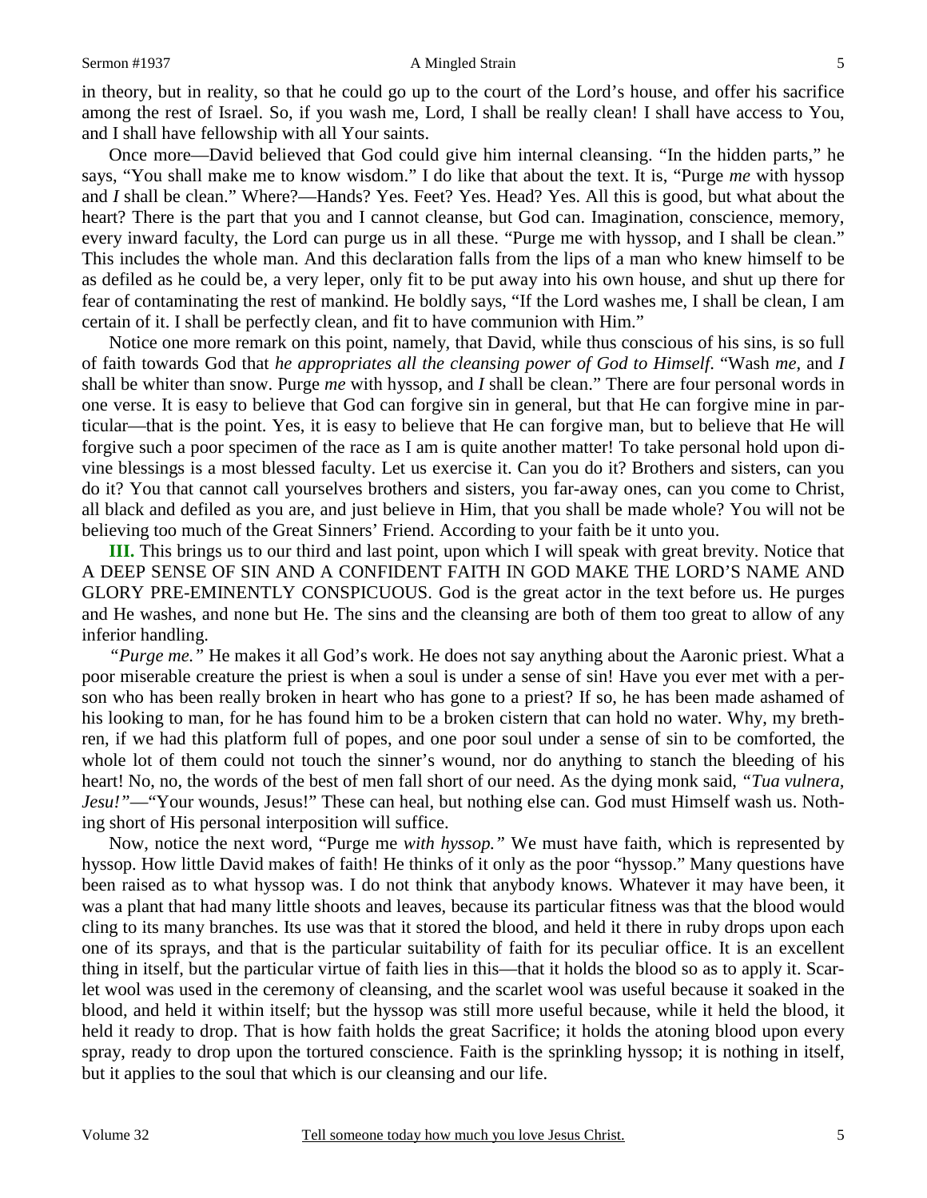in theory, but in reality, so that he could go up to the court of the Lord's house, and offer his sacrifice among the rest of Israel. So, if you wash me, Lord, I shall be really clean! I shall have access to You, and I shall have fellowship with all Your saints.

Once more—David believed that God could give him internal cleansing. "In the hidden parts," he says, "You shall make me to know wisdom." I do like that about the text. It is, "Purge *me* with hyssop and *I* shall be clean." Where?—Hands? Yes. Feet? Yes. Head? Yes. All this is good, but what about the heart? There is the part that you and I cannot cleanse, but God can. Imagination, conscience, memory, every inward faculty, the Lord can purge us in all these. "Purge me with hyssop, and I shall be clean." This includes the whole man. And this declaration falls from the lips of a man who knew himself to be as defiled as he could be, a very leper, only fit to be put away into his own house, and shut up there for fear of contaminating the rest of mankind. He boldly says, "If the Lord washes me, I shall be clean, I am certain of it. I shall be perfectly clean, and fit to have communion with Him."

Notice one more remark on this point, namely, that David, while thus conscious of his sins, is so full of faith towards God that *he appropriates all the cleansing power of God to Himself*. "Wash *me*, and *I* shall be whiter than snow. Purge *me* with hyssop, and *I* shall be clean." There are four personal words in one verse. It is easy to believe that God can forgive sin in general, but that He can forgive mine in particular—that is the point. Yes, it is easy to believe that He can forgive man, but to believe that He will forgive such a poor specimen of the race as I am is quite another matter! To take personal hold upon divine blessings is a most blessed faculty. Let us exercise it. Can you do it? Brothers and sisters, can you do it? You that cannot call yourselves brothers and sisters, you far-away ones, can you come to Christ, all black and defiled as you are, and just believe in Him, that you shall be made whole? You will not be believing too much of the Great Sinners' Friend. According to your faith be it unto you.

**III.** This brings us to our third and last point, upon which I will speak with great brevity. Notice that A DEEP SENSE OF SIN AND A CONFIDENT FAITH IN GOD MAKE THE LORD'S NAME AND GLORY PRE-EMINENTLY CONSPICUOUS. God is the great actor in the text before us. He purges and He washes, and none but He. The sins and the cleansing are both of them too great to allow of any inferior handling.

*"Purge me."* He makes it all God's work. He does not say anything about the Aaronic priest. What a poor miserable creature the priest is when a soul is under a sense of sin! Have you ever met with a person who has been really broken in heart who has gone to a priest? If so, he has been made ashamed of his looking to man, for he has found him to be a broken cistern that can hold no water. Why, my brethren, if we had this platform full of popes, and one poor soul under a sense of sin to be comforted, the whole lot of them could not touch the sinner's wound, nor do anything to stanch the bleeding of his heart! No, no, the words of the best of men fall short of our need. As the dying monk said, *"Tua vulnera, Jesu!"*—"Your wounds, Jesus!" These can heal, but nothing else can. God must Himself wash us. Nothing short of His personal interposition will suffice.

Now, notice the next word, "Purge me *with hyssop."* We must have faith, which is represented by hyssop. How little David makes of faith! He thinks of it only as the poor "hyssop." Many questions have been raised as to what hyssop was. I do not think that anybody knows. Whatever it may have been, it was a plant that had many little shoots and leaves, because its particular fitness was that the blood would cling to its many branches. Its use was that it stored the blood, and held it there in ruby drops upon each one of its sprays, and that is the particular suitability of faith for its peculiar office. It is an excellent thing in itself, but the particular virtue of faith lies in this—that it holds the blood so as to apply it. Scarlet wool was used in the ceremony of cleansing, and the scarlet wool was useful because it soaked in the blood, and held it within itself; but the hyssop was still more useful because, while it held the blood, it held it ready to drop. That is how faith holds the great Sacrifice; it holds the atoning blood upon every spray, ready to drop upon the tortured conscience. Faith is the sprinkling hyssop; it is nothing in itself, but it applies to the soul that which is our cleansing and our life.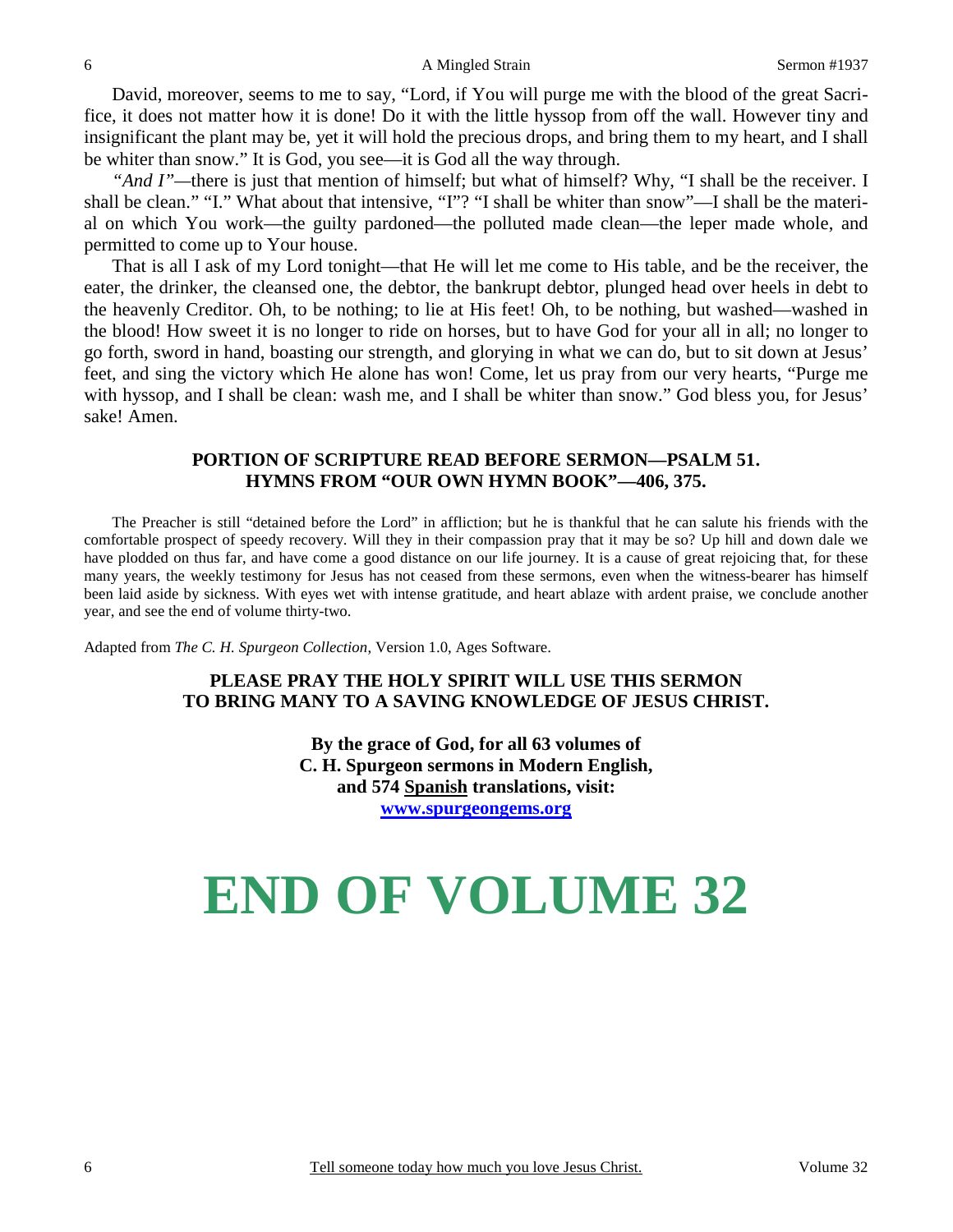David, moreover, seems to me to say, "Lord, if You will purge me with the blood of the great Sacrifice, it does not matter how it is done! Do it with the little hyssop from off the wall. However tiny and insignificant the plant may be, yet it will hold the precious drops, and bring them to my heart, and I shall be whiter than snow." It is God, you see—it is God all the way through.

*"And I"*—there is just that mention of himself; but what of himself? Why, "I shall be the receiver. I shall be clean." "I." What about that intensive, "I"? "I shall be whiter than snow"—I shall be the material on which You work—the guilty pardoned—the polluted made clean—the leper made whole, and permitted to come up to Your house.

That is all I ask of my Lord tonight—that He will let me come to His table, and be the receiver, the eater, the drinker, the cleansed one, the debtor, the bankrupt debtor, plunged head over heels in debt to the heavenly Creditor. Oh, to be nothing; to lie at His feet! Oh, to be nothing, but washed—washed in the blood! How sweet it is no longer to ride on horses, but to have God for your all in all; no longer to go forth, sword in hand, boasting our strength, and glorying in what we can do, but to sit down at Jesus' feet, and sing the victory which He alone has won! Come, let us pray from our very hearts, "Purge me with hyssop, and I shall be clean: wash me, and I shall be whiter than snow." God bless you, for Jesus' sake! Amen.

**PORTION OF SCRIPTURE READ BEFORE SERMON—PSALM 51.**
**HYMNS FROM "OUR OWN HYMN BOOK"—406, 375.**

The Preacher is still "detained before the Lord" in affliction; but he is thankful that he can salute his friends with the comfortable prospect of speedy recovery. Will they in their compassion pray that it may be so? Up hill and down dale we have plodded on thus far, and have come a good distance on our life journey. It is a cause of great rejoicing that, for these many years, the weekly testimony for Jesus has not ceased from these sermons, even when the witness-bearer has himself been laid aside by sickness. With eyes wet with intense gratitude, and heart ablaze with ardent praise, we conclude another year, and see the end of volume thirty-two.

Adapted from *The C. H. Spurgeon Collection*, Version 1.0, Ages Software.

**PLEASE PRAY THE HOLY SPIRIT WILL USE THIS SERMON TO BRING MANY TO A SAVING KNOWLEDGE OF JESUS CHRIST.**

**By the grace of God, for all 63 volumes of C. H. Spurgeon sermons in Modern English, and 574 Spanish translations, visit: www.spurgeongems.org**

# END OF VOLUME 32